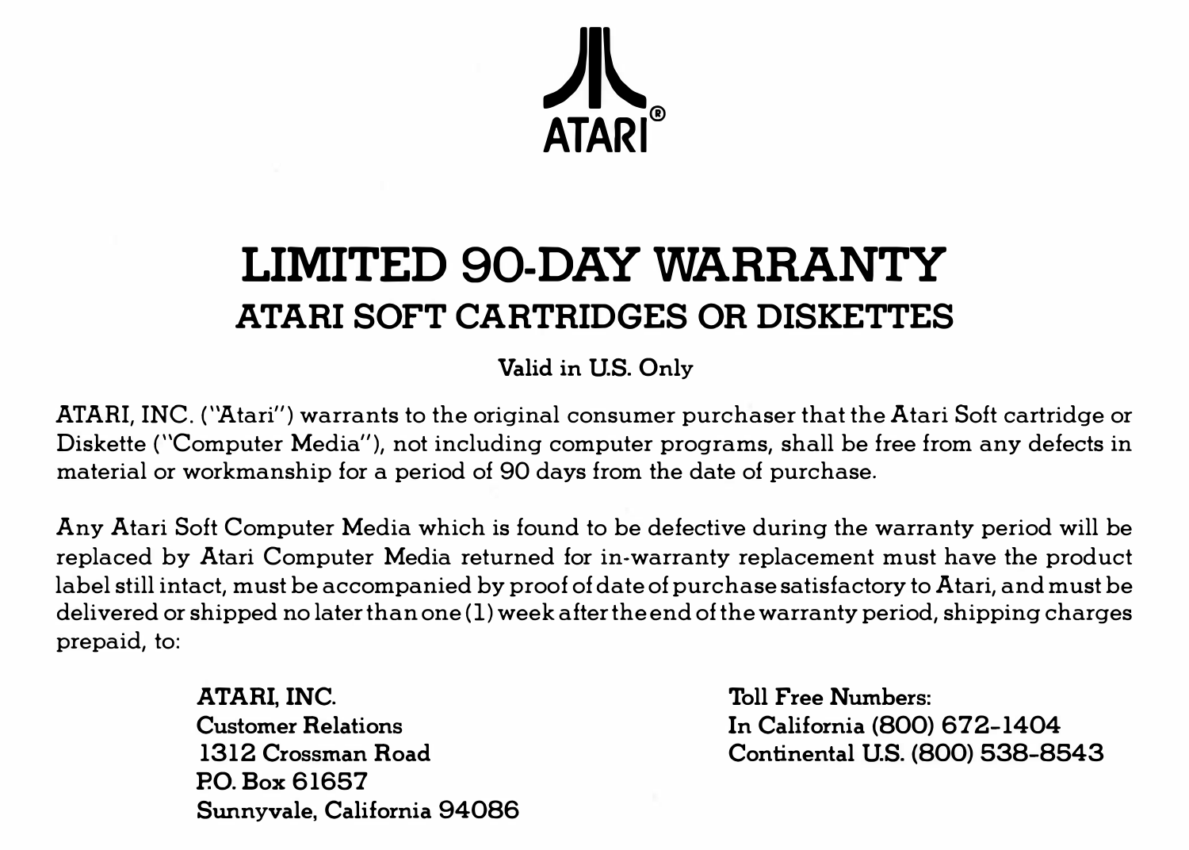ATARI®

# LIMITED 90-DAY WARRANTY

## ATARI SOFT CARTRIDGES OR DISKETTES

Valid in U.S. Only

ATARI, INC. ("Atari") warrants to the original consumer purchaser that the Atari Soft cartridge or Diskette ("Computer Media"), not including computer programs, shall be free from any defects in material or workmanship for a period of 90 days from the date of purchase.

Any Atari Soft Computer Media which is found to be defective during the warranty period will be replaced by Atari Computer Media returned for in-warranty replacement must have the product label still intact, must be accompanied by proof of date of purchase satisfactory to Atari, and must be delivered or shipped no later than one (1) week after the end of the warranty period, shipping charges prepaid, to:

**ATARI, INC.**
**Customer Relations**
**1312 Crossman Road**
**P.O. Box 61657**
**Sunnyvale, California 94086**

**Toll Free Numbers:**
**In California (800) 672-1404**
**Continental U.S. (800) 538-8543**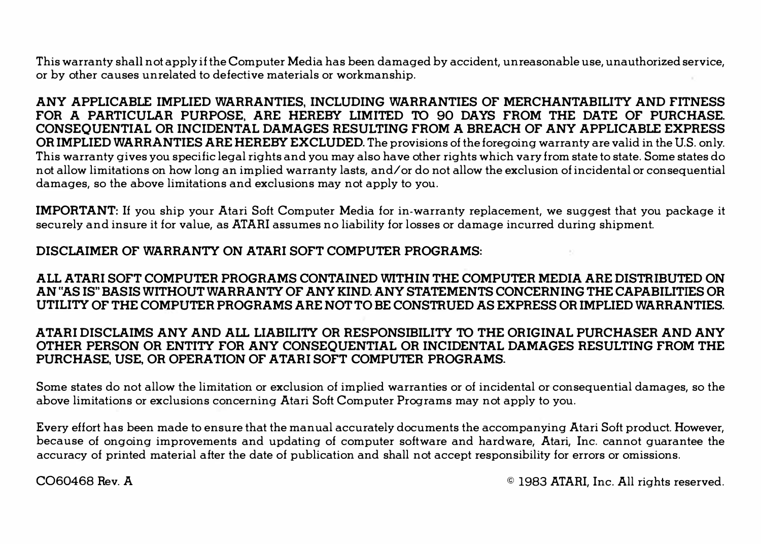This warranty shall not apply if the Computer Media has been damaged by accident, unreasonable use, unauthorized service, or by other causes unrelated to defective materials or workmanship.

**ANY APPLICABLE IMPLIED WARRANTIES, INCLUDING WARRANTIES OF MERCHANTABILITY AND FITNESS FOR A PARTICULAR PURPOSE, ARE HEREBY LIMITED TO 90 DAYS FROM THE DATE OF PURCHASE. CONSEQUENTIAL OR INCIDENTAL DAMAGES RESULTING FROM A BREACH OF ANY APPLICABLE EXPRESS OR IMPLIED WARRANTIES ARE HEREBY EXCLUDED.** The provisions of the foregoing warranty are valid in the U.S. only. This warranty gives you specific legal rights and you may also have other rights which vary from state to state. Some states do not allow limitations on how long an implied warranty lasts, and/or do not allow the exclusion of incidental or consequential damages, so the above limitations and exclusions may not apply to you.

**IMPORTANT**: If you ship your Atari Soft Computer Media for in-warranty replacement, we suggest that you package it securely and insure it for value, as ATARI assumes no liability for losses or damage incurred during shipment.

**DISCLAIMER OF WARRANTY ON ATARI SOFT COMPUTER PROGRAMS:**

**ALL ATARI SOFT COMPUTER PROGRAMS CONTAINED WITHIN THE COMPUTER MEDIA ARE DISTRIBUTED ON AN "AS IS" BASIS WITHOUT WARRANTY OF ANY KIND. ANY STATEMENTS CONCERNING THE CAPABILITIES OR UTILITY OF THE COMPUTER PROGRAMS ARE NOT TO BE CONSTRUED AS EXPRESS OR IMPLIED WARRANTIES.**

**ATARI DISCLAIMS ANY AND ALL LIABILITY OR RESPONSIBILITY TO THE ORIGINAL PURCHASER AND ANY OTHER PERSON OR ENTITY FOR ANY CONSEQUENTIAL OR INCIDENTAL DAMAGES RESULTING FROM THE PURCHASE, USE, OR OPERATION OF ATARI SOFT COMPUTER PROGRAMS.**

Some states do not allow the limitation or exclusion of implied warranties or of incidental or consequential damages, so the above limitations or exclusions concerning Atari Soft Computer Programs may not apply to you.

Every effort has been made to ensure that the manual accurately documents the accompanying Atari Soft product. However, because of ongoing improvements and updating of computer software and hardware, Atari, Inc. cannot guarantee the accuracy of printed material after the date of publication and shall not accept responsibility for errors or omissions.

CO60468 Rev. A

© 1983 ATARI, Inc. All rights reserved.